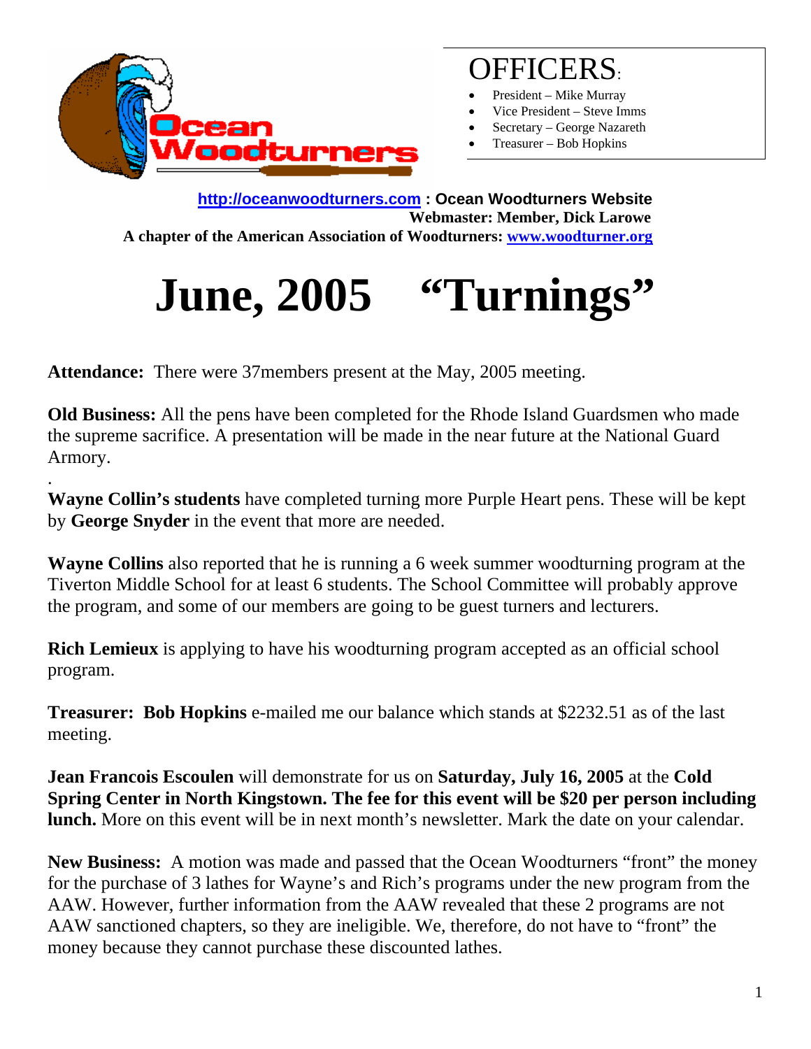## OFFICERS:

- President – Mike Murray
- Vice President – Steve Imms
- Secretary – George Nazareth
- Treasurer – Bob Hopkins

**http://oceanwoodturners.com : Ocean Woodturners Website**
**Webmaster: Member, Dick Larowe**
**A chapter of the American Association of Woodturners: www.woodturner.org**

# June, 2005 "Turnings"

**Attendance:** There were 37members present at the May, 2005 meeting.

**Old Business:** All the pens have been completed for the Rhode Island Guardsmen who made the supreme sacrifice. A presentation will be made in the near future at the National Guard Armory.

.

**Wayne Collin's students** have completed turning more Purple Heart pens. These will be kept by **George Snyder** in the event that more are needed.

**Wayne Collins** also reported that he is running a 6 week summer woodturning program at the Tiverton Middle School for at least 6 students. The School Committee will probably approve the program, and some of our members are going to be guest turners and lecturers.

**Rich Lemieux** is applying to have his woodturning program accepted as an official school program.

**Treasurer: Bob Hopkins** e-mailed me our balance which stands at $2232.51 as of the last meeting.

**Jean Francois Escoulen** will demonstrate for us on **Saturday, July 16, 2005** at the **Cold Spring Center in North Kingstown. The fee for this event will be $20 per person including lunch.** More on this event will be in next month's newsletter. Mark the date on your calendar.

**New Business:** A motion was made and passed that the Ocean Woodturners "front" the money for the purchase of 3 lathes for Wayne's and Rich's programs under the new program from the AAW. However, further information from the AAW revealed that these 2 programs are not AAW sanctioned chapters, so they are ineligible. We, therefore, do not have to "front" the money because they cannot purchase these discounted lathes.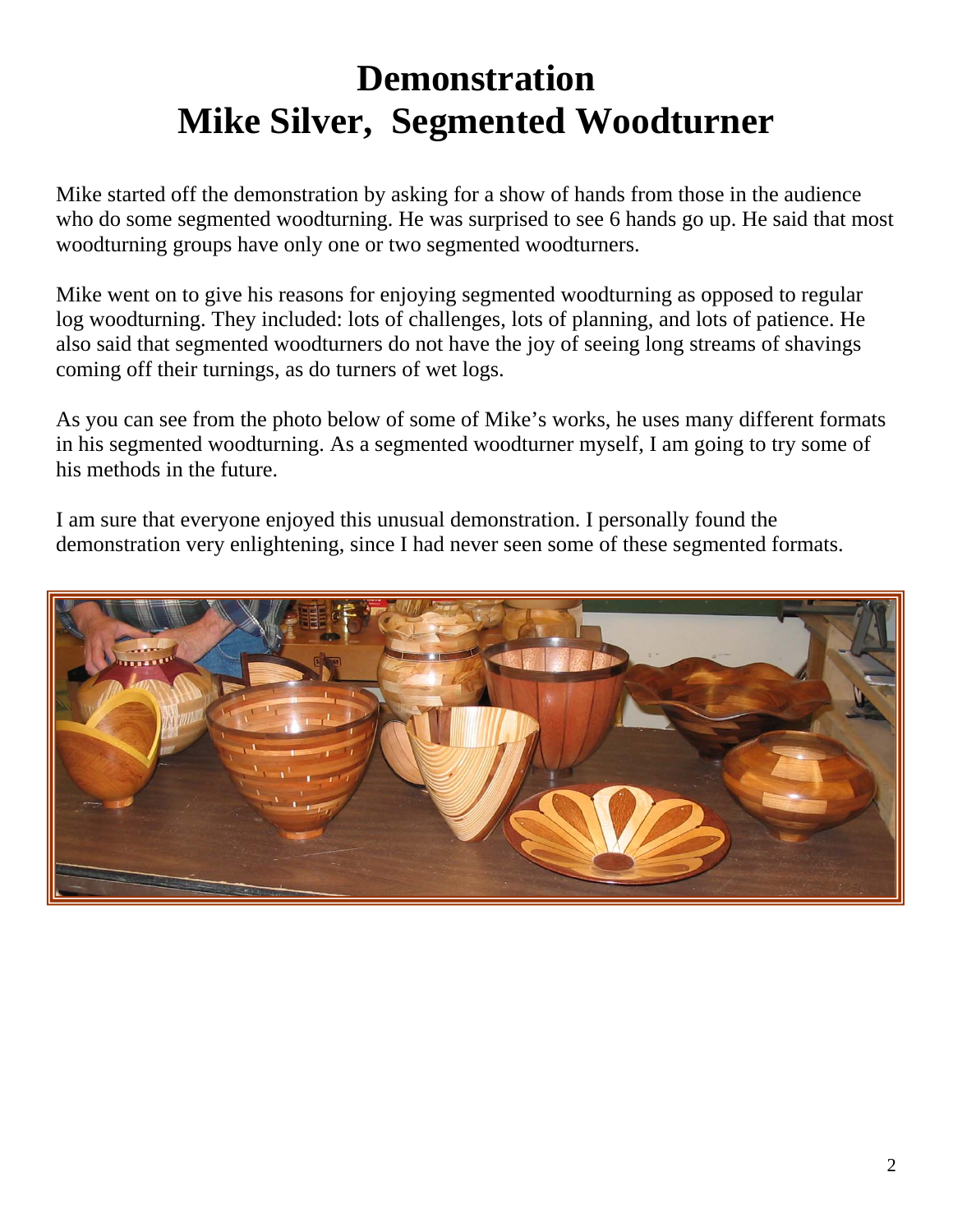# Demonstration
# Mike Silver, Segmented Woodturner

Mike started off the demonstration by asking for a show of hands from those in the audience who do some segmented woodturning. He was surprised to see 6 hands go up. He said that most woodturning groups have only one or two segmented woodturners.

Mike went on to give his reasons for enjoying segmented woodturning as opposed to regular log woodturning. They included: lots of challenges, lots of planning, and lots of patience. He also said that segmented woodturners do not have the joy of seeing long streams of shavings coming off their turnings, as do turners of wet logs.

As you can see from the photo below of some of Mike's works, he uses many different formats in his segmented woodturning. As a segmented woodturner myself, I am going to try some of his methods in the future.

I am sure that everyone enjoyed this unusual demonstration. I personally found the demonstration very enlightening, since I had never seen some of these segmented formats.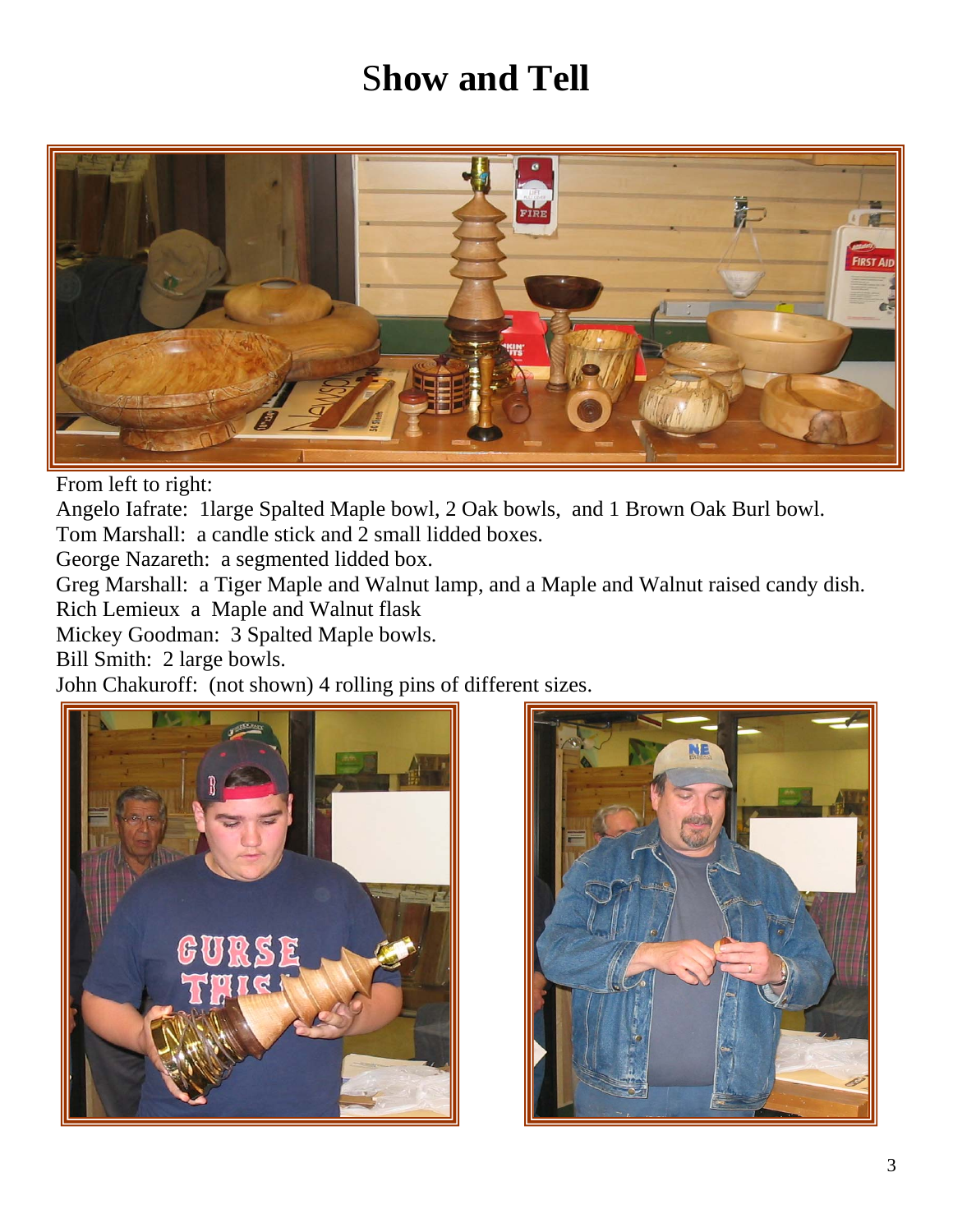# Show and Tell

From left to right:

Angelo Iafrate:  1large Spalted Maple bowl, 2 Oak bowls,  and 1 Brown Oak Burl bowl.
Tom Marshall:  a candle stick and 2 small lidded boxes.
George Nazareth:  a segmented lidded box.
Greg Marshall:  a Tiger Maple and Walnut lamp, and a Maple and Walnut raised candy dish.
Rich Lemieux  a  Maple and Walnut flask
Mickey Goodman:  3 Spalted Maple bowls.
Bill Smith:  2 large bowls.
John Chakuroff:  (not shown) 4 rolling pins of different sizes.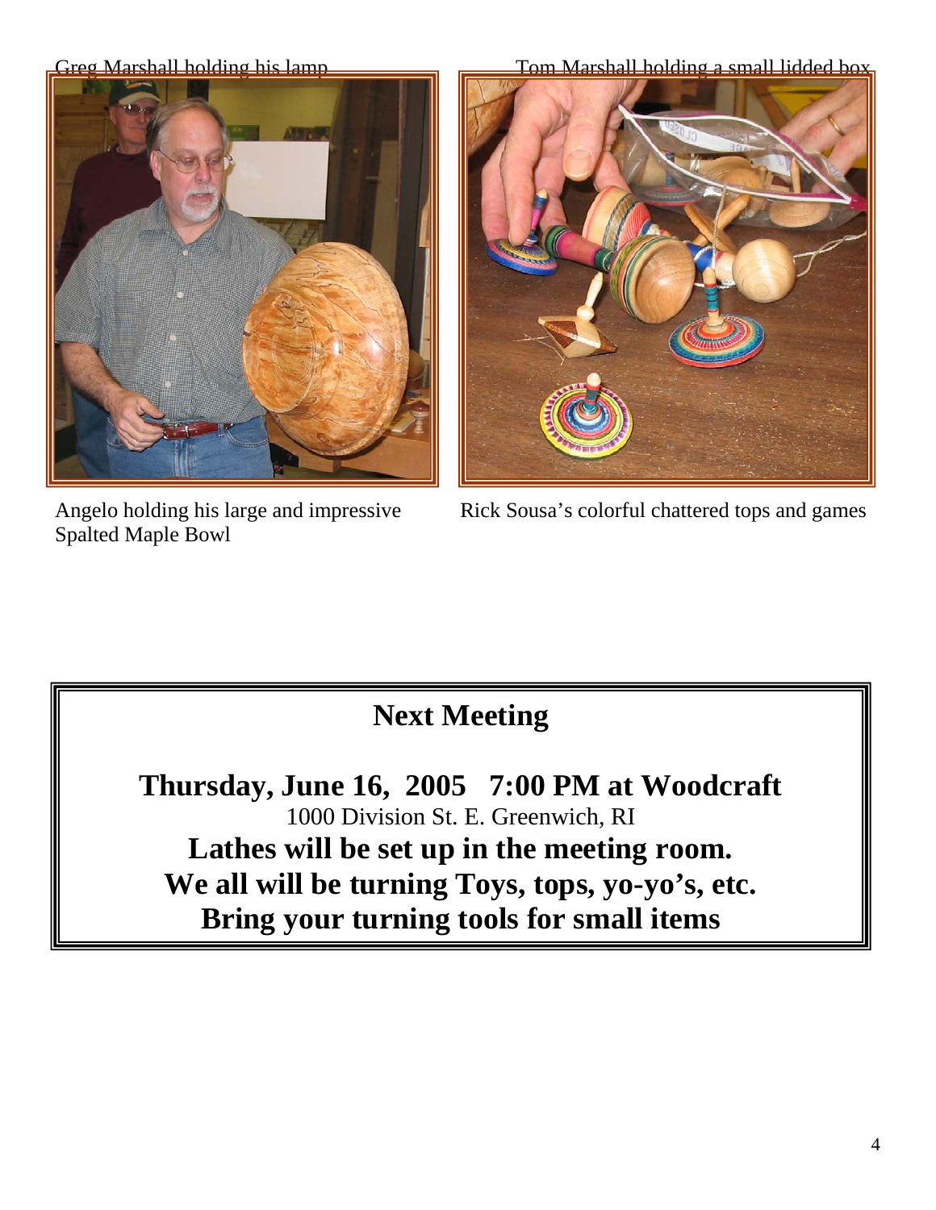Greg Marshall holding his lamp

Tom Marshall holding a small lidded box

Angelo holding his large and impressive Spalted Maple Bowl

Rick Sousa's colorful chattered tops and games

## Next Meeting

**Thursday, June 16, 2005 7:00 PM at Woodcraft**

1000 Division St. E. Greenwich, RI

**Lathes will be set up in the meeting room.**

**We all will be turning Toys, tops, yo-yo's, etc.**

**Bring your turning tools for small items**